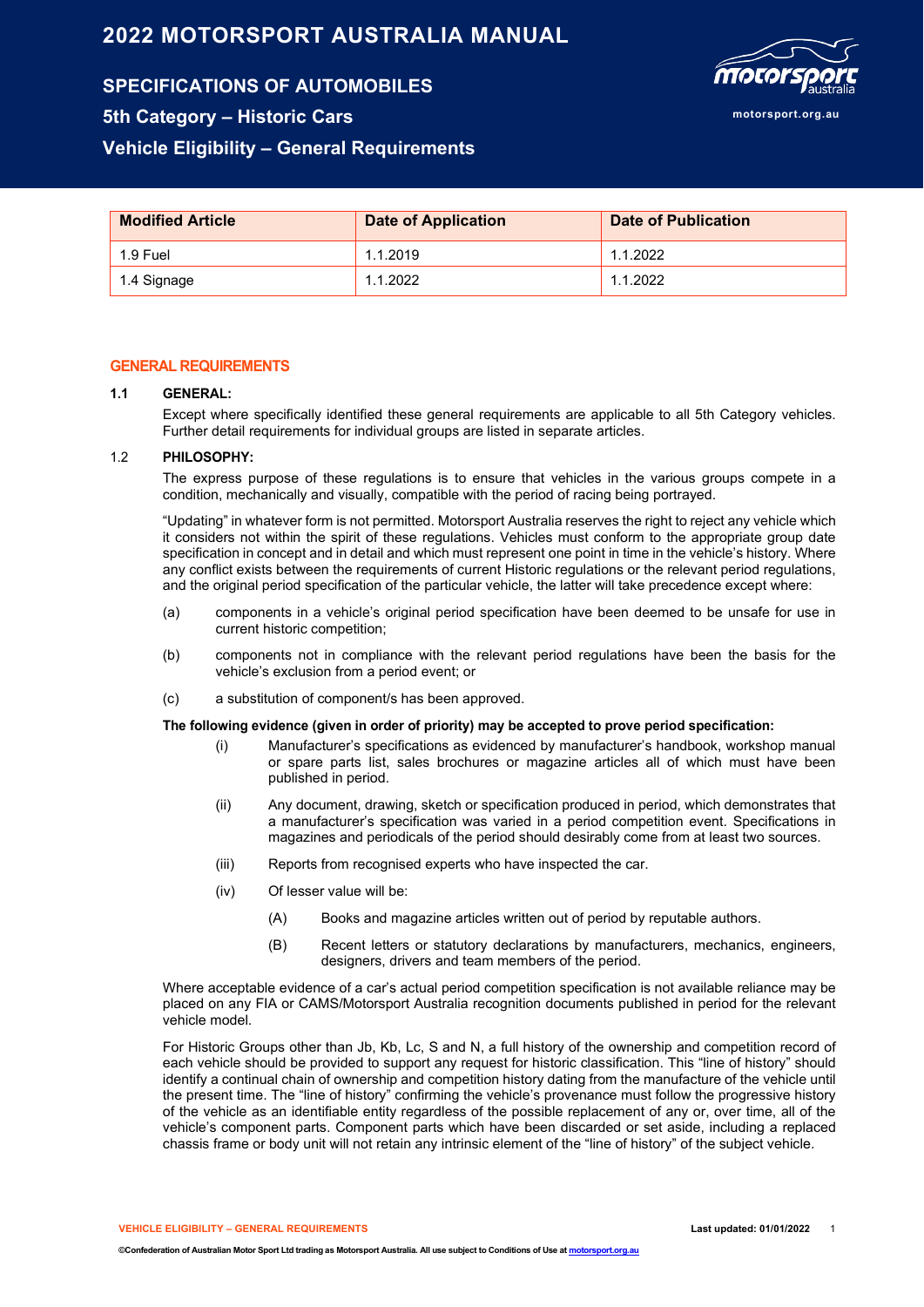# 2022 MOTORSPORT AUSTRALIA MANUAL

## SPECIFICATIONS OF AUTOMOBILES

## 5th Category – Historic Cars

## Vehicle Eligibility – General Requirements

| Modified Article | Date of Application | Date of Publication |
|---|---|---|
| 1.9 Fuel | 1.1.2019 | 1.1.2022 |
| 1.4 Signage | 1.1.2022 | 1.1.2022 |

## GENERAL REQUIREMENTS

### 1.1 GENERAL:

Except where specifically identified these general requirements are applicable to all 5th Category vehicles. Further detail requirements for individual groups are listed in separate articles.

### 1.2 PHILOSOPHY:

The express purpose of these regulations is to ensure that vehicles in the various groups compete in a condition, mechanically and visually, compatible with the period of racing being portrayed.

"Updating" in whatever form is not permitted. Motorsport Australia reserves the right to reject any vehicle which it considers not within the spirit of these regulations. Vehicles must conform to the appropriate group date specification in concept and in detail and which must represent one point in time in the vehicle's history. Where any conflict exists between the requirements of current Historic regulations or the relevant period regulations, and the original period specification of the particular vehicle, the latter will take precedence except where:

(a) components in a vehicle's original period specification have been deemed to be unsafe for use in current historic competition;

(b) components not in compliance with the relevant period regulations have been the basis for the vehicle's exclusion from a period event; or

(c) a substitution of component/s has been approved.

**The following evidence (given in order of priority) may be accepted to prove period specification:**

(i) Manufacturer's specifications as evidenced by manufacturer's handbook, workshop manual or spare parts list, sales brochures or magazine articles all of which must have been published in period.

(ii) Any document, drawing, sketch or specification produced in period, which demonstrates that a manufacturer's specification was varied in a period competition event. Specifications in magazines and periodicals of the period should desirably come from at least two sources.

(iii) Reports from recognised experts who have inspected the car.

(iv) Of lesser value will be:

(A) Books and magazine articles written out of period by reputable authors.

(B) Recent letters or statutory declarations by manufacturers, mechanics, engineers, designers, drivers and team members of the period.

Where acceptable evidence of a car's actual period competition specification is not available reliance may be placed on any FIA or CAMS/Motorsport Australia recognition documents published in period for the relevant vehicle model.

For Historic Groups other than Jb, Kb, Lc, S and N, a full history of the ownership and competition record of each vehicle should be provided to support any request for historic classification. This "line of history" should identify a continual chain of ownership and competition history dating from the manufacture of the vehicle until the present time. The "line of history" confirming the vehicle's provenance must follow the progressive history of the vehicle as an identifiable entity regardless of the possible replacement of any or, over time, all of the vehicle's component parts. Component parts which have been discarded or set aside, including a replaced chassis frame or body unit will not retain any intrinsic element of the "line of history" of the subject vehicle.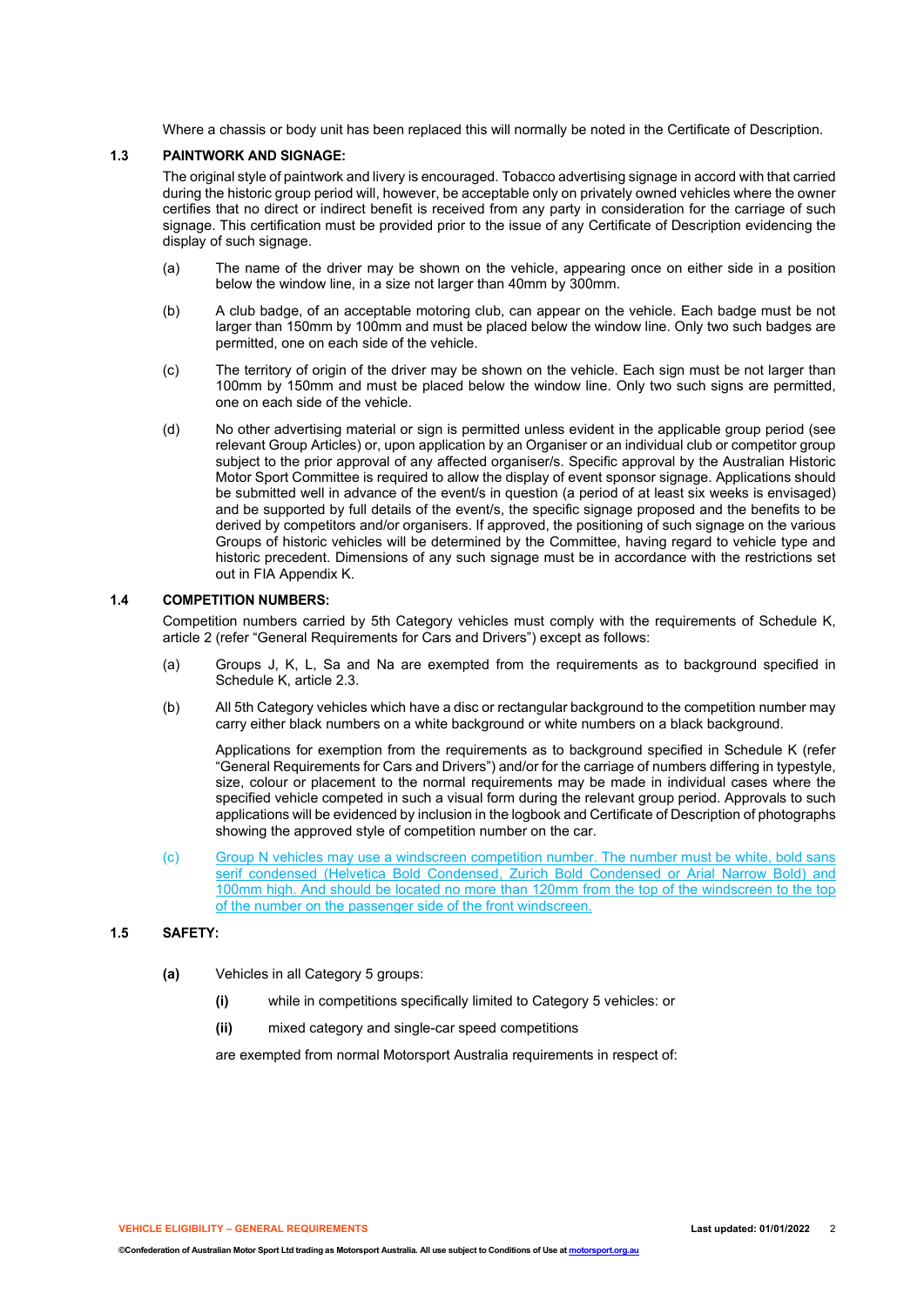Where a chassis or body unit has been replaced this will normally be noted in the Certificate of Description.

### 1.3 PAINTWORK AND SIGNAGE:

The original style of paintwork and livery is encouraged. Tobacco advertising signage in accord with that carried during the historic group period will, however, be acceptable only on privately owned vehicles where the owner certifies that no direct or indirect benefit is received from any party in consideration for the carriage of such signage. This certification must be provided prior to the issue of any Certificate of Description evidencing the display of such signage.

(a) The name of the driver may be shown on the vehicle, appearing once on either side in a position below the window line, in a size not larger than 40mm by 300mm.

(b) A club badge, of an acceptable motoring club, can appear on the vehicle. Each badge must be not larger than 150mm by 100mm and must be placed below the window line. Only two such badges are permitted, one on each side of the vehicle.

(c) The territory of origin of the driver may be shown on the vehicle. Each sign must be not larger than 100mm by 150mm and must be placed below the window line. Only two such signs are permitted, one on each side of the vehicle.

(d) No other advertising material or sign is permitted unless evident in the applicable group period (see relevant Group Articles) or, upon application by an Organiser or an individual club or competitor group subject to the prior approval of any affected organiser/s. Specific approval by the Australian Historic Motor Sport Committee is required to allow the display of event sponsor signage. Applications should be submitted well in advance of the event/s in question (a period of at least six weeks is envisaged) and be supported by full details of the event/s, the specific signage proposed and the benefits to be derived by competitors and/or organisers. If approved, the positioning of such signage on the various Groups of historic vehicles will be determined by the Committee, having regard to vehicle type and historic precedent. Dimensions of any such signage must be in accordance with the restrictions set out in FIA Appendix K.

### 1.4 COMPETITION NUMBERS:

Competition numbers carried by 5th Category vehicles must comply with the requirements of Schedule K, article 2 (refer "General Requirements for Cars and Drivers") except as follows:

(a) Groups J, K, L, Sa and Na are exempted from the requirements as to background specified in Schedule K, article 2.3.

(b) All 5th Category vehicles which have a disc or rectangular background to the competition number may carry either black numbers on a white background or white numbers on a black background.

Applications for exemption from the requirements as to background specified in Schedule K (refer "General Requirements for Cars and Drivers") and/or for the carriage of numbers differing in typestyle, size, colour or placement to the normal requirements may be made in individual cases where the specified vehicle competed in such a visual form during the relevant group period. Approvals to such applications will be evidenced by inclusion in the logbook and Certificate of Description of photographs showing the approved style of competition number on the car.

(c) Group N vehicles may use a windscreen competition number. The number must be white, bold sans serif condensed (Helvetica Bold Condensed, Zurich Bold Condensed or Arial Narrow Bold) and 100mm high. And should be located no more than 120mm from the top of the windscreen to the top of the number on the passenger side of the front windscreen.

### 1.5 SAFETY:

**(a)** Vehicles in all Category 5 groups:

**(i)** while in competitions specifically limited to Category 5 vehicles: or

**(ii)** mixed category and single-car speed competitions

are exempted from normal Motorsport Australia requirements in respect of: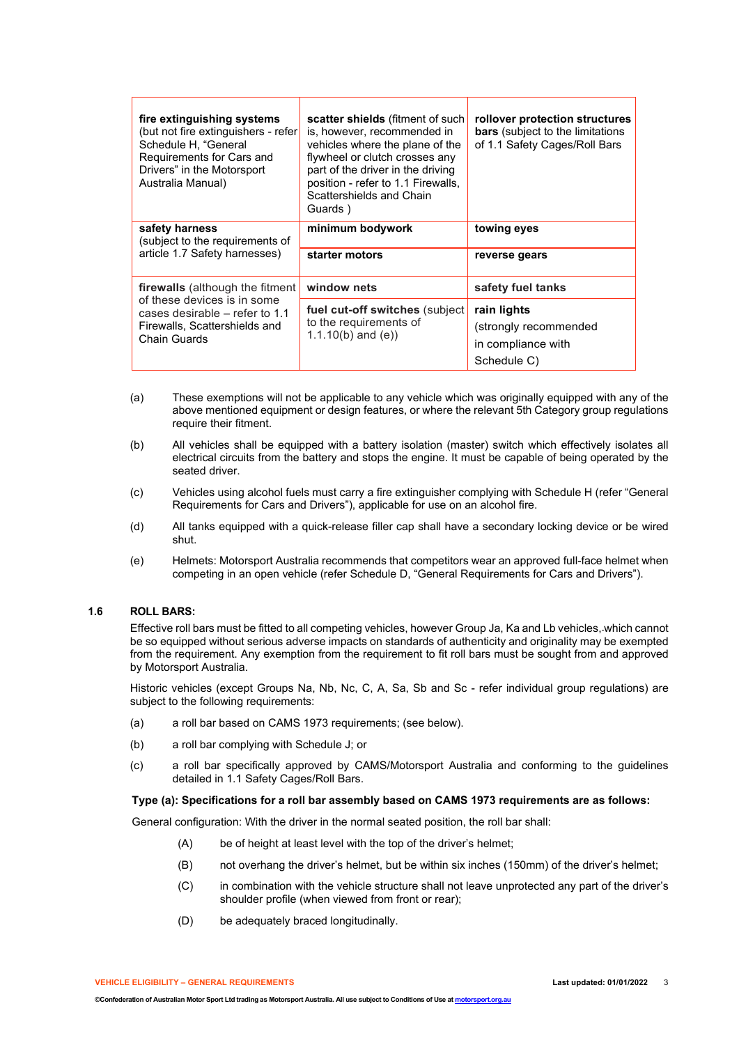| **fire extinguishing systems** (but not fire extinguishers - refer Schedule H, “General Requirements for Cars and Drivers” in the Motorsport Australia Manual) | **scatter shields** (fitment of such is, however, recommended in vehicles where the plane of the flywheel or clutch crosses any part of the driver in the driving position - refer to 1.1 Firewalls, Scattershields and Chain Guards ) | **rollover protection structures bars** (subject to the limitations of 1.1 Safety Cages/Roll Bars |
|---|---|---|
| **safety harness** (subject to the requirements of article 1.7 Safety harnesses) | **minimum bodywork** | **towing eyes** |
| | **starter motors** | **reverse gears** |
| **firewalls** (although the fitment of these devices is in some cases desirable – refer to 1.1 Firewalls, Scattershields and Chain Guards | **window nets** | **safety fuel tanks** |
| | **fuel cut-off switches** (subject to the requirements of 1.1.10(b) and (e)) | **rain lights** (strongly recommended in compliance with Schedule C) |

(a) These exemptions will not be applicable to any vehicle which was originally equipped with any of the above mentioned equipment or design features, or where the relevant 5th Category group regulations require their fitment.

(b) All vehicles shall be equipped with a battery isolation (master) switch which effectively isolates all electrical circuits from the battery and stops the engine. It must be capable of being operated by the seated driver.

(c) Vehicles using alcohol fuels must carry a fire extinguisher complying with Schedule H (refer “General Requirements for Cars and Drivers”), applicable for use on an alcohol fire.

(d) All tanks equipped with a quick-release filler cap shall have a secondary locking device or be wired shut.

(e) Helmets: Motorsport Australia recommends that competitors wear an approved full-face helmet when competing in an open vehicle (refer Schedule D, “General Requirements for Cars and Drivers”).

## 1.6 ROLL BARS:

Effective roll bars must be fitted to all competing vehicles, however Group Ja, Ka and Lb vehicles, which cannot be so equipped without serious adverse impacts on standards of authenticity and originality may be exempted from the requirement. Any exemption from the requirement to fit roll bars must be sought from and approved by Motorsport Australia.

Historic vehicles (except Groups Na, Nb, Nc, C, A, Sa, Sb and Sc - refer individual group regulations) are subject to the following requirements:

(a) a roll bar based on CAMS 1973 requirements; (see below).

(b) a roll bar complying with Schedule J; or

(c) a roll bar specifically approved by CAMS/Motorsport Australia and conforming to the guidelines detailed in 1.1 Safety Cages/Roll Bars.

**Type (a): Specifications for a roll bar assembly based on CAMS 1973 requirements are as follows:**

General configuration: With the driver in the normal seated position, the roll bar shall:

(A) be of height at least level with the top of the driver’s helmet;

(B) not overhang the driver’s helmet, but be within six inches (150mm) of the driver’s helmet;

(C) in combination with the vehicle structure shall not leave unprotected any part of the driver’s shoulder profile (when viewed from front or rear);

(D) be adequately braced longitudinally.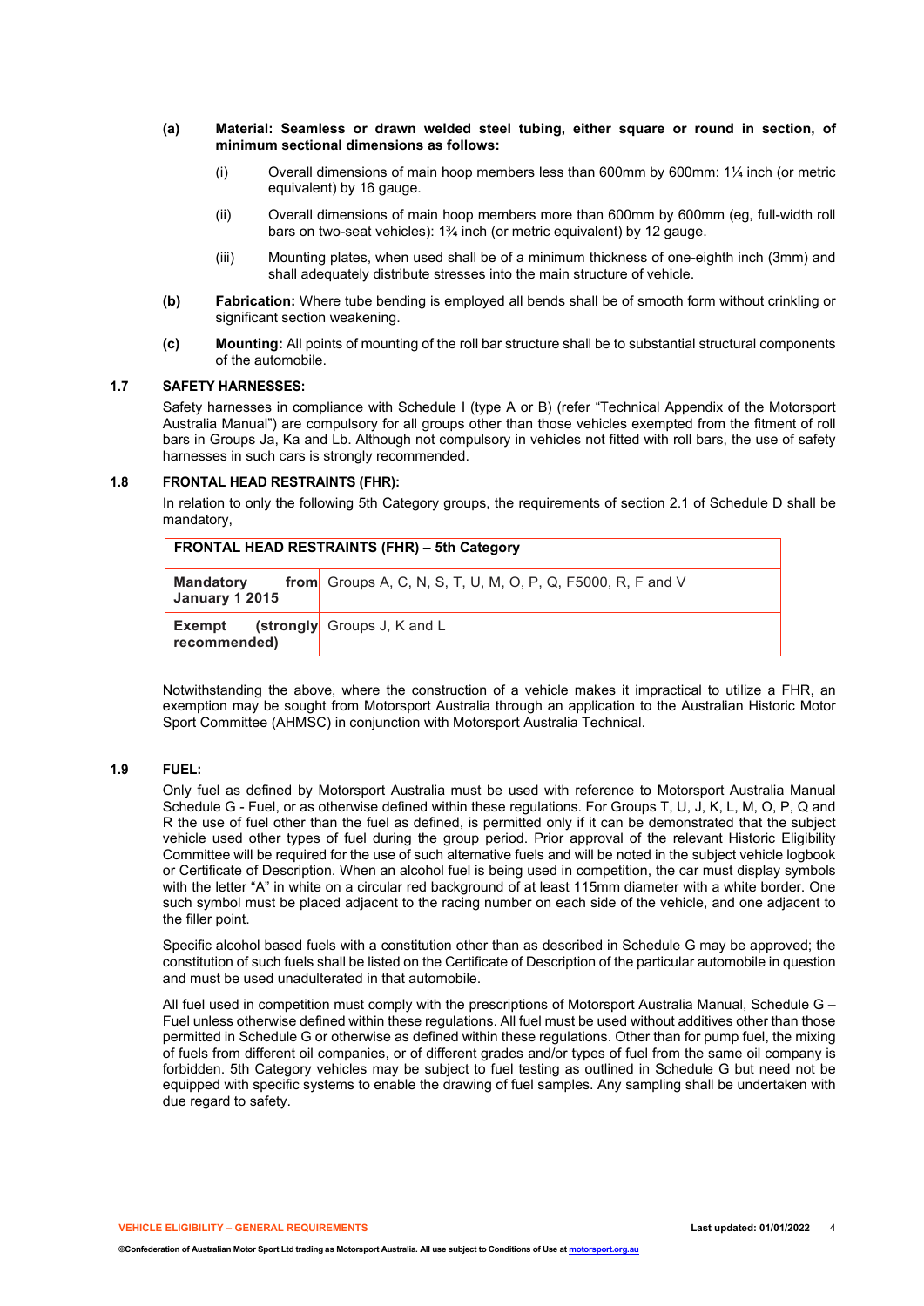**(a) Material: Seamless or drawn welded steel tubing, either square or round in section, of minimum sectional dimensions as follows:**

(i) Overall dimensions of main hoop members less than 600mm by 600mm: 1¼ inch (or metric equivalent) by 16 gauge.

(ii) Overall dimensions of main hoop members more than 600mm by 600mm (eg, full-width roll bars on two-seat vehicles): 1¾ inch (or metric equivalent) by 12 gauge.

(iii) Mounting plates, when used shall be of a minimum thickness of one-eighth inch (3mm) and shall adequately distribute stresses into the main structure of vehicle.

**(b) Fabrication:** Where tube bending is employed all bends shall be of smooth form without crinkling or significant section weakening.

**(c) Mounting:** All points of mounting of the roll bar structure shall be to substantial structural components of the automobile.

## 1.7 SAFETY HARNESSES:

Safety harnesses in compliance with Schedule I (type A or B) (refer "Technical Appendix of the Motorsport Australia Manual") are compulsory for all groups other than those vehicles exempted from the fitment of roll bars in Groups Ja, Ka and Lb. Although not compulsory in vehicles not fitted with roll bars, the use of safety harnesses in such cars is strongly recommended.

## 1.8 FRONTAL HEAD RESTRAINTS (FHR):

In relation to only the following 5th Category groups, the requirements of section 2.1 of Schedule D shall be mandatory,

| **FRONTAL HEAD RESTRAINTS (FHR) – 5th Category** | |
|---|---|
| **Mandatory from January 1 2015** | Groups A, C, N, S, T, U, M, O, P, Q, F5000, R, F and V |
| **Exempt (strongly recommended)** | Groups J, K and L |

Notwithstanding the above, where the construction of a vehicle makes it impractical to utilize a FHR, an exemption may be sought from Motorsport Australia through an application to the Australian Historic Motor Sport Committee (AHMSC) in conjunction with Motorsport Australia Technical.

## 1.9 FUEL:

Only fuel as defined by Motorsport Australia must be used with reference to Motorsport Australia Manual Schedule G - Fuel, or as otherwise defined within these regulations. For Groups T, U, J, K, L, M, O, P, Q and R the use of fuel other than the fuel as defined, is permitted only if it can be demonstrated that the subject vehicle used other types of fuel during the group period. Prior approval of the relevant Historic Eligibility Committee will be required for the use of such alternative fuels and will be noted in the subject vehicle logbook or Certificate of Description. When an alcohol fuel is being used in competition, the car must display symbols with the letter "A" in white on a circular red background of at least 115mm diameter with a white border. One such symbol must be placed adjacent to the racing number on each side of the vehicle, and one adjacent to the filler point.

Specific alcohol based fuels with a constitution other than as described in Schedule G may be approved; the constitution of such fuels shall be listed on the Certificate of Description of the particular automobile in question and must be used unadulterated in that automobile.

All fuel used in competition must comply with the prescriptions of Motorsport Australia Manual, Schedule G – Fuel unless otherwise defined within these regulations. All fuel must be used without additives other than those permitted in Schedule G or otherwise as defined within these regulations. Other than for pump fuel, the mixing of fuels from different oil companies, or of different grades and/or types of fuel from the same oil company is forbidden. 5th Category vehicles may be subject to fuel testing as outlined in Schedule G but need not be equipped with specific systems to enable the drawing of fuel samples. Any sampling shall be undertaken with due regard to safety.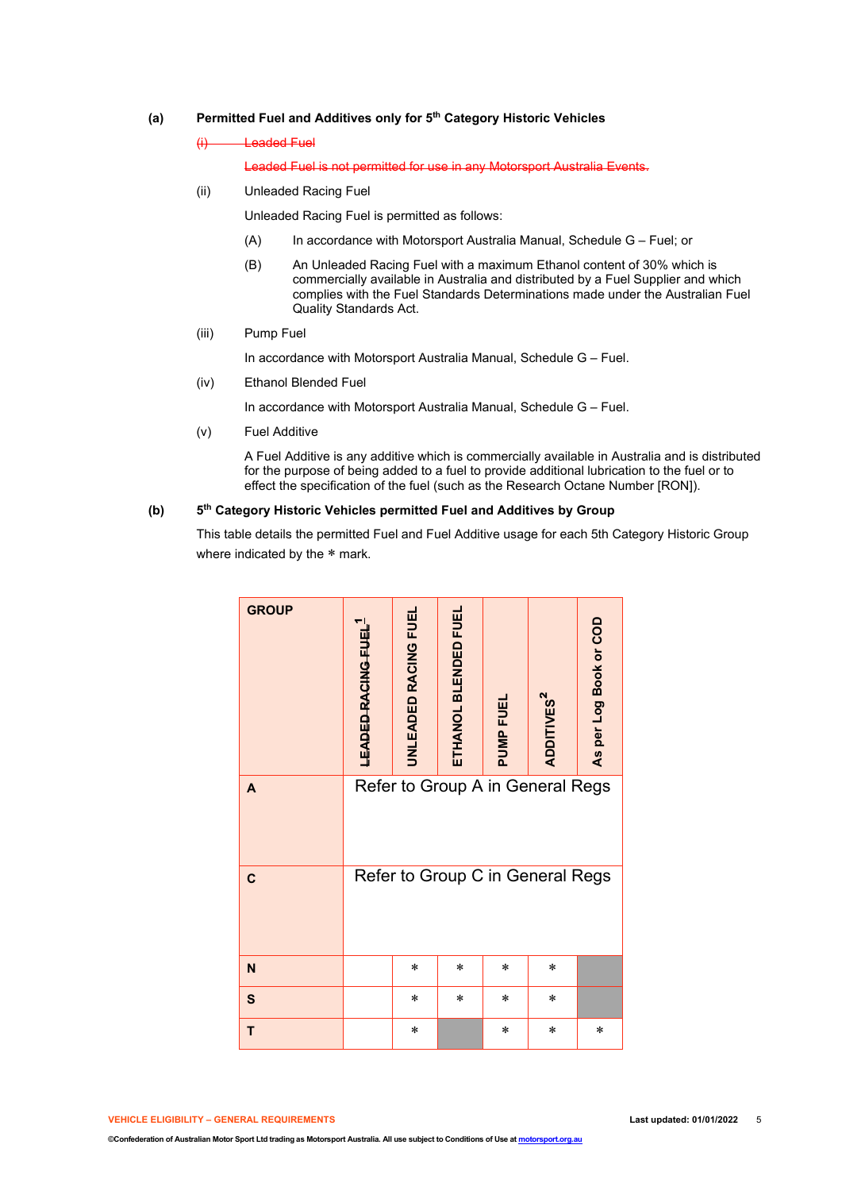**(a) Permitted Fuel and Additives only for 5th Category Historic Vehicles**

~~(i) Leaded Fuel~~

~~Leaded Fuel is not permitted for use in any Motorsport Australia Events.~~

(ii) Unleaded Racing Fuel

Unleaded Racing Fuel is permitted as follows:

(A) In accordance with Motorsport Australia Manual, Schedule G – Fuel; or

(B) An Unleaded Racing Fuel with a maximum Ethanol content of 30% which is commercially available in Australia and distributed by a Fuel Supplier and which complies with the Fuel Standards Determinations made under the Australian Fuel Quality Standards Act.

(iii) Pump Fuel

In accordance with Motorsport Australia Manual, Schedule G – Fuel.

(iv) Ethanol Blended Fuel

In accordance with Motorsport Australia Manual, Schedule G – Fuel.

(v) Fuel Additive

A Fuel Additive is any additive which is commercially available in Australia and is distributed for the purpose of being added to a fuel to provide additional lubrication to the fuel or to effect the specification of the fuel (such as the Research Octane Number [RON]).

**(b) 5th Category Historic Vehicles permitted Fuel and Additives by Group**

This table details the permitted Fuel and Fuel Additive usage for each 5th Category Historic Group where indicated by the * mark.

| GROUP | ~~LEADED RACING FUEL~~[1] | UNLEADED RACING FUEL | ETHANOL BLENDED FUEL | PUMP FUEL | ADDITIVES[2] | As per Log Book or COD |
|---|---|---|---|---|---|---|
| A | Refer to Group A in General Regs | | | | | |
| C | Refer to Group C in General Regs | | | | | |
| N | | * | * | * | * | |
| S | | * | * | * | * | |
| T | | * | | * | * | * |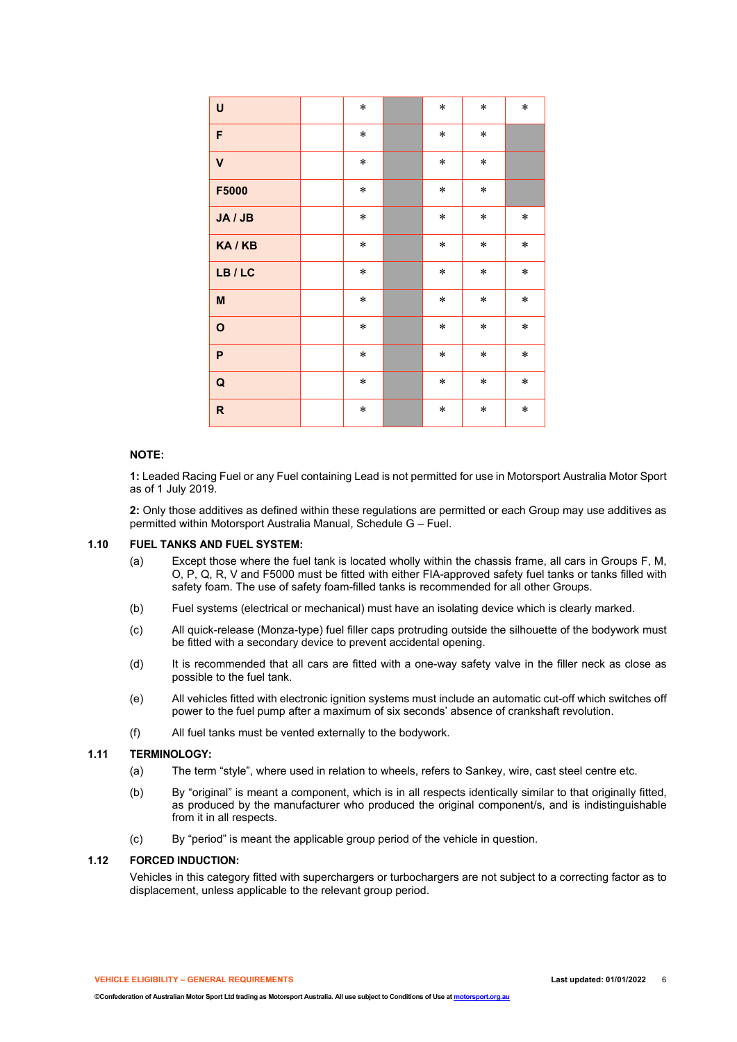| | | | | | | |
|---|---|---|---|---|---|---|
| **U** | | * | | * | * | * |
| **F** | | * | | * | * | |
| **V** | | * | | * | * | |
| **F5000** | | * | | * | * | |
| **JA / JB** | | * | | * | * | * |
| **KA / KB** | | * | | * | * | * |
| **LB / LC** | | * | | * | * | * |
| **M** | | * | | * | * | * |
| **O** | | * | | * | * | * |
| **P** | | * | | * | * | * |
| **Q** | | * | | * | * | * |
| **R** | | * | | * | * | * |

**NOTE:**

**1:** Leaded Racing Fuel or any Fuel containing Lead is not permitted for use in Motorsport Australia Motor Sport as of 1 July 2019.

**2:** Only those additives as defined within these regulations are permitted or each Group may use additives as permitted within Motorsport Australia Manual, Schedule G – Fuel.

**1.10 FUEL TANKS AND FUEL SYSTEM:**

(a) Except those where the fuel tank is located wholly within the chassis frame, all cars in Groups F, M, O, P, Q, R, V and F5000 must be fitted with either FIA-approved safety fuel tanks or tanks filled with safety foam. The use of safety foam-filled tanks is recommended for all other Groups.

(b) Fuel systems (electrical or mechanical) must have an isolating device which is clearly marked.

(c) All quick-release (Monza-type) fuel filler caps protruding outside the silhouette of the bodywork must be fitted with a secondary device to prevent accidental opening.

(d) It is recommended that all cars are fitted with a one-way safety valve in the filler neck as close as possible to the fuel tank.

(e) All vehicles fitted with electronic ignition systems must include an automatic cut-off which switches off power to the fuel pump after a maximum of six seconds' absence of crankshaft revolution.

(f) All fuel tanks must be vented externally to the bodywork.

**1.11 TERMINOLOGY:**

(a) The term "style", where used in relation to wheels, refers to Sankey, wire, cast steel centre etc.

(b) By "original" is meant a component, which is in all respects identically similar to that originally fitted, as produced by the manufacturer who produced the original component/s, and is indistinguishable from it in all respects.

(c) By "period" is meant the applicable group period of the vehicle in question.

**1.12 FORCED INDUCTION:**

Vehicles in this category fitted with superchargers or turbochargers are not subject to a correcting factor as to displacement, unless applicable to the relevant group period.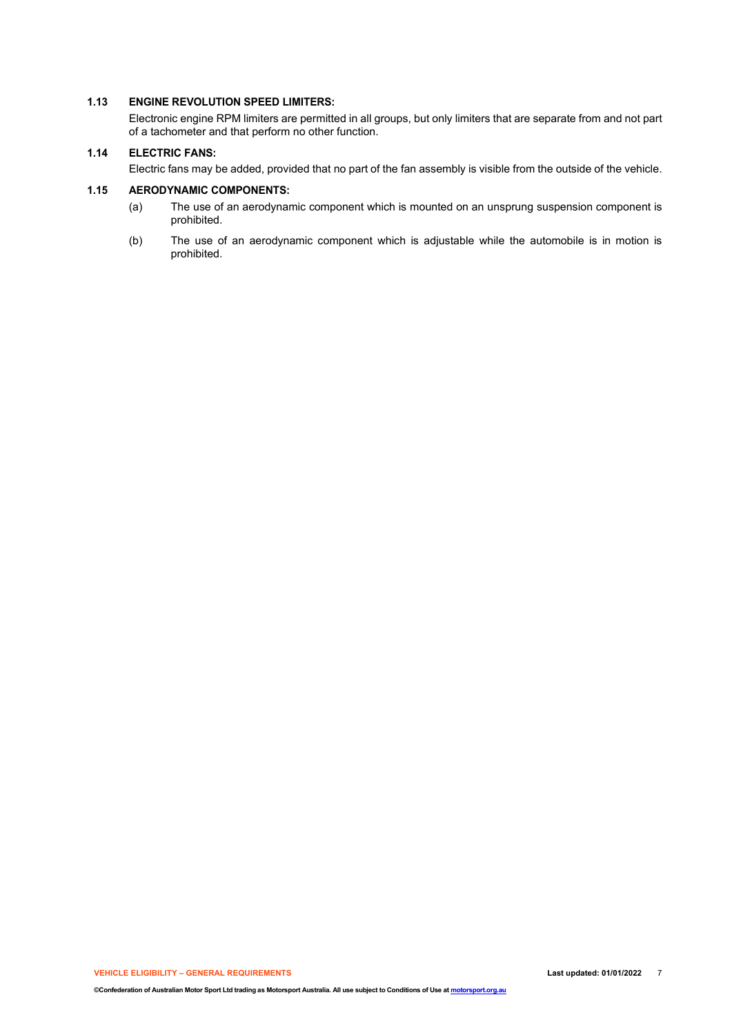### 1.13 ENGINE REVOLUTION SPEED LIMITERS:

Electronic engine RPM limiters are permitted in all groups, but only limiters that are separate from and not part of a tachometer and that perform no other function.

### 1.14 ELECTRIC FANS:

Electric fans may be added, provided that no part of the fan assembly is visible from the outside of the vehicle.

### 1.15 AERODYNAMIC COMPONENTS:

(a) The use of an aerodynamic component which is mounted on an unsprung suspension component is prohibited.

(b) The use of an aerodynamic component which is adjustable while the automobile is in motion is prohibited.